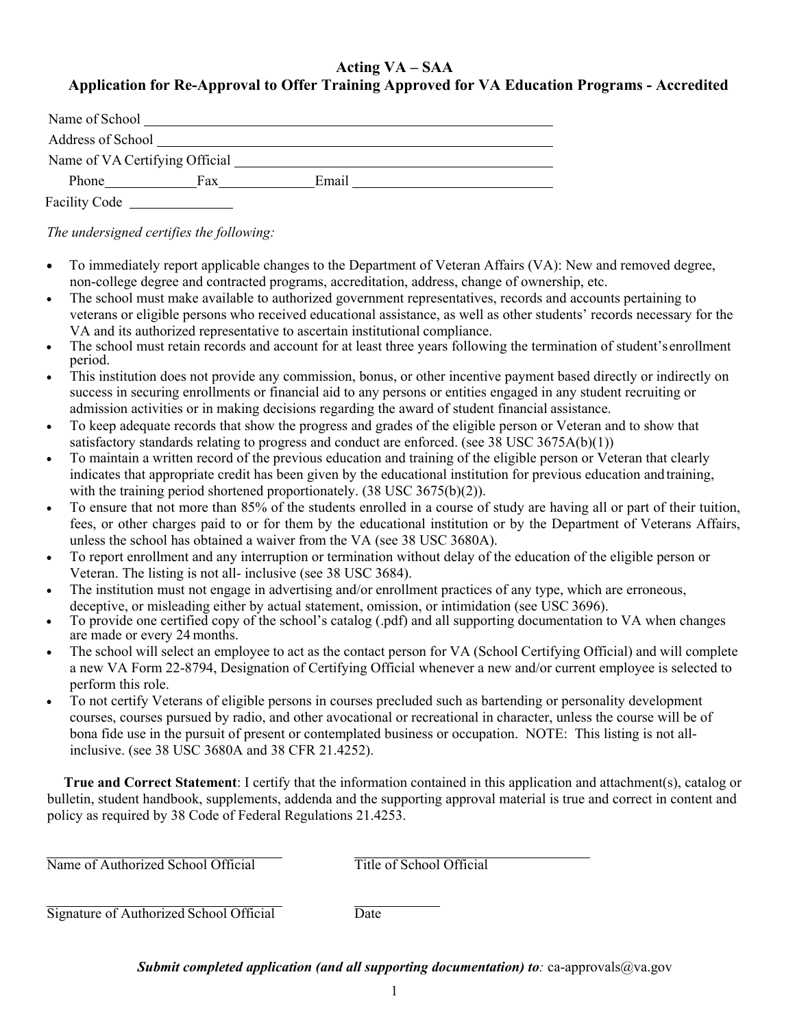# Acting VA – SAA

## Application for Re-Approval to Offer Training Approved for VA Education Programs - Accredited

Name of School ______________________________

Address of School ______________________________

Name of VA Certifying Official ______________________________

Phone ____________ Fax ____________ Email ______________________________

Facility Code ______________

*The undersigned certifies the following:*

- To immediately report applicable changes to the Department of Veteran Affairs (VA): New and removed degree, non-college degree and contracted programs, accreditation, address, change of ownership, etc.
- The school must make available to authorized government representatives, records and accounts pertaining to veterans or eligible persons who received educational assistance, as well as other students' records necessary for the VA and its authorized representative to ascertain institutional compliance.
- The school must retain records and account for at least three years following the termination of student's enrollment period.
- This institution does not provide any commission, bonus, or other incentive payment based directly or indirectly on success in securing enrollments or financial aid to any persons or entities engaged in any student recruiting or admission activities or in making decisions regarding the award of student financial assistance.
- To keep adequate records that show the progress and grades of the eligible person or Veteran and to show that satisfactory standards relating to progress and conduct are enforced. (see 38 USC 3675A(b)(1))
- To maintain a written record of the previous education and training of the eligible person or Veteran that clearly indicates that appropriate credit has been given by the educational institution for previous education and training, with the training period shortened proportionately. (38 USC 3675(b)(2)).
- To ensure that not more than 85% of the students enrolled in a course of study are having all or part of their tuition, fees, or other charges paid to or for them by the educational institution or by the Department of Veterans Affairs, unless the school has obtained a waiver from the VA (see 38 USC 3680A).
- To report enrollment and any interruption or termination without delay of the education of the eligible person or Veteran. The listing is not all- inclusive (see 38 USC 3684).
- The institution must not engage in advertising and/or enrollment practices of any type, which are erroneous, deceptive, or misleading either by actual statement, omission, or intimidation (see USC 3696).
- To provide one certified copy of the school's catalog (.pdf) and all supporting documentation to VA when changes are made or every 24 months.
- The school will select an employee to act as the contact person for VA (School Certifying Official) and will complete a new VA Form 22-8794, Designation of Certifying Official whenever a new and/or current employee is selected to perform this role.
- To not certify Veterans of eligible persons in courses precluded such as bartending or personality development courses, courses pursued by radio, and other avocational or recreational in character, unless the course will be of bona fide use in the pursuit of present or contemplated business or occupation. NOTE: This listing is not all-inclusive. (see 38 USC 3680A and 38 CFR 21.4252).

**True and Correct Statement**: I certify that the information contained in this application and attachment(s), catalog or bulletin, student handbook, supplements, addenda and the supporting approval material is true and correct in content and policy as required by 38 Code of Federal Regulations 21.4253.

______________________________ ______________________________
Name of Authorized School Official Title of School Official

______________________________ ____________
Signature of Authorized School Official Date

***Submit completed application (and all supporting documentation) to**:* ca-approvals@va.gov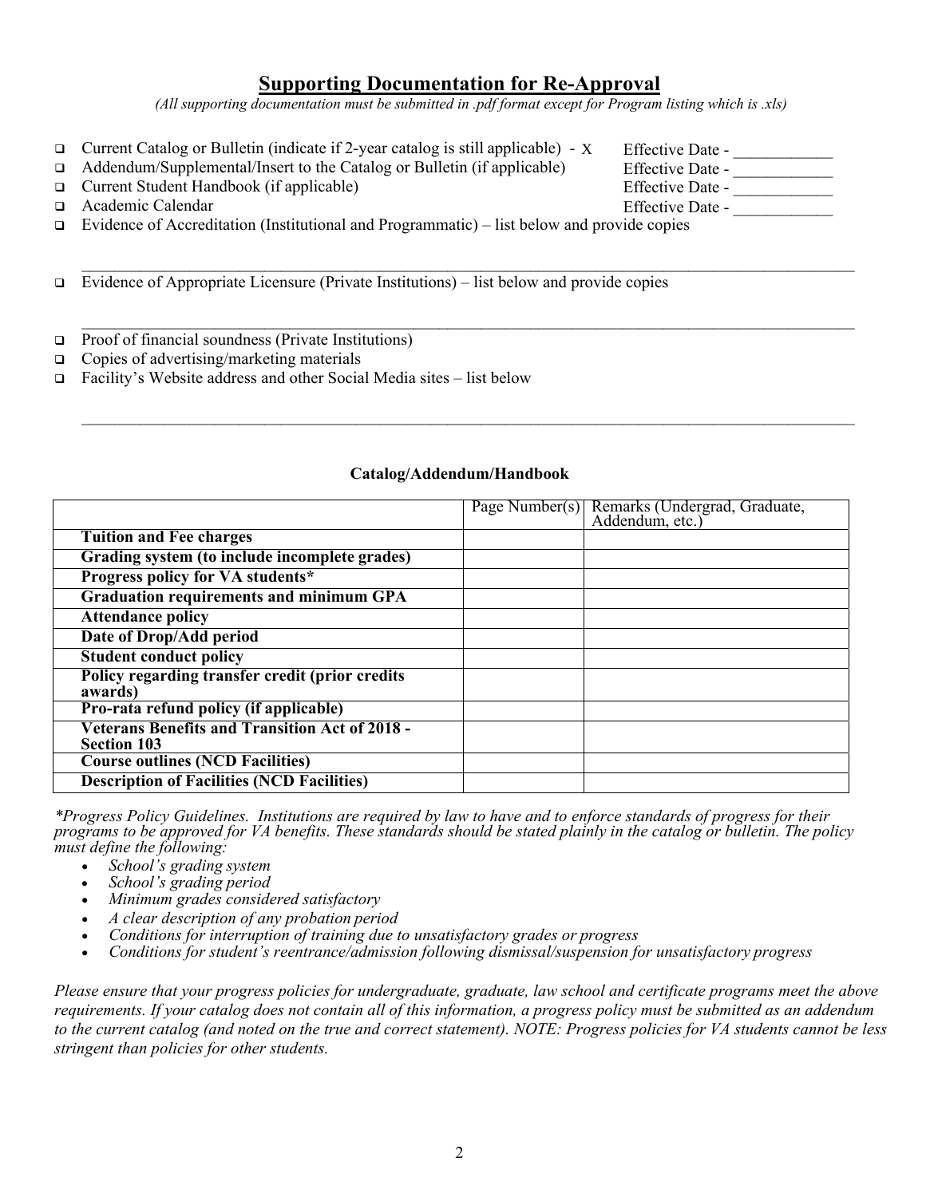## Supporting Documentation for Re-Approval

*(All supporting documentation must be submitted in .pdf format except for Program listing which is .xls)*

- ❑ Current Catalog or Bulletin (indicate if 2-year catalog is still applicable) - X  Effective Date - ____________
- ❑ Addendum/Supplemental/Insert to the Catalog or Bulletin (if applicable)  Effective Date - ____________
- ❑ Current Student Handbook (if applicable)  Effective Date - ____________
- ❑ Academic Calendar  Effective Date - ____________
- ❑ Evidence of Accreditation (Institutional and Programmatic) – list below and provide copies

  ______________________________________________________________________________

- ❑ Evidence of Appropriate Licensure (Private Institutions) – list below and provide copies

  ______________________________________________________________________________

- ❑ Proof of financial soundness (Private Institutions)
- ❑ Copies of advertising/marketing materials
- ❑ Facility's Website address and other Social Media sites – list below

  ______________________________________________________________________________

**Catalog/Addendum/Handbook**

| | Page Number(s) | Remarks (Undergrad, Graduate, Addendum, etc.) |
|---|---|---|
| **Tuition and Fee charges** | | |
| **Grading system (to include incomplete grades)** | | |
| **Progress policy for VA students*** | | |
| **Graduation requirements and minimum GPA** | | |
| **Attendance policy** | | |
| **Date of Drop/Add period** | | |
| **Student conduct policy** | | |
| **Policy regarding transfer credit (prior credits awards)** | | |
| **Pro-rata refund policy (if applicable)** | | |
| **Veterans Benefits and Transition Act of 2018 - Section 103** | | |
| **Course outlines (NCD Facilities)** | | |
| **Description of Facilities (NCD Facilities)** | | |

*\*Progress Policy Guidelines. Institutions are required by law to have and to enforce standards of progress for their programs to be approved for VA benefits. These standards should be stated plainly in the catalog or bulletin. The policy must define the following:*

- *School's grading system*
- *School's grading period*
- *Minimum grades considered satisfactory*
- *A clear description of any probation period*
- *Conditions for interruption of training due to unsatisfactory grades or progress*
- *Conditions for student's reentrance/admission following dismissal/suspension for unsatisfactory progress*

*Please ensure that your progress policies for undergraduate, graduate, law school and certificate programs meet the above requirements. If your catalog does not contain all of this information, a progress policy must be submitted as an addendum to the current catalog (and noted on the true and correct statement). NOTE: Progress policies for VA students cannot be less stringent than policies for other students.*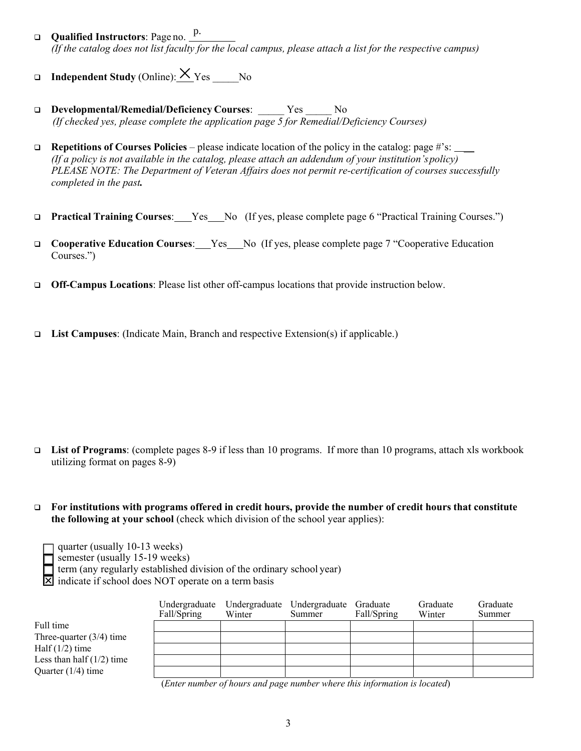- **Qualified Instructors**: Page no. p.______
  *(If the catalog does not list faculty for the local campus, please attach a list for the respective campus)*

- **Independent Study** (Online): __X__ Yes _____ No

- **Developmental/Remedial/Deficiency Courses**: _____ Yes _____ No
  *(If checked yes, please complete the application page 5 for Remedial/Deficiency Courses)*

- **Repetitions of Courses Policies** – please indicate location of the policy in the catalog: page #'s: ____
  *(If a policy is not available in the catalog, please attach an addendum of your institution's policy)*
  *PLEASE NOTE: The Department of Veteran Affairs does not permit re-certification of courses successfully completed in the past.*

- **Practical Training Courses**: ___Yes ___No (If yes, please complete page 6 "Practical Training Courses.")

- **Cooperative Education Courses**: ___Yes ___No (If yes, please complete page 7 "Cooperative Education Courses.")

- **Off-Campus Locations**: Please list other off-campus locations that provide instruction below.

- **List Campuses**: (Indicate Main, Branch and respective Extension(s) if applicable.)

- **List of Programs**: (complete pages 8-9 if less than 10 programs. If more than 10 programs, attach xls workbook utilizing format on pages 8-9)

- **For institutions with programs offered in credit hours, provide the number of credit hours that constitute the following at your school** (check which division of the school year applies):

  - ☐ quarter (usually 10-13 weeks)
  - ☐ semester (usually 15-19 weeks)
  - ☐ term (any regularly established division of the ordinary school year)
  - ☒ indicate if school does NOT operate on a term basis

| | Undergraduate Fall/Spring | Undergraduate Winter | Undergraduate Summer | Graduate Fall/Spring | Graduate Winter | Graduate Summer |
|---|---|---|---|---|---|---|
| Full time | | | | | | |
| Three-quarter (3/4) time | | | | | | |
| Half (1/2) time | | | | | | |
| Less than half (1/2) time | | | | | | |
| Quarter (1/4) time | | | | | | |

(*Enter number of hours and page number where this information is located*)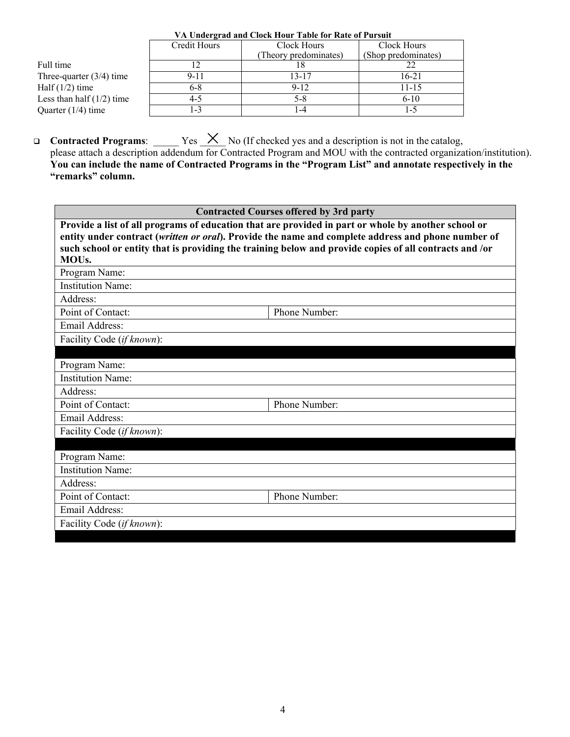**VA Undergrad and Clock Hour Table for Rate of Pursuit**

| | Credit Hours | Clock Hours (Theory predominates) | Clock Hours (Shop predominates) |
|---|---|---|---|
| Full time | 12 | 18 | 22 |
| Three-quarter (3/4) time | 9-11 | 13-17 | 16-21 |
| Half (1/2) time | 6-8 | 9-12 | 11-15 |
| Less than half (1/2) time | 4-5 | 5-8 | 6-10 |
| Quarter (1/4) time | 1-3 | 1-4 | 1-5 |

- **Contracted Programs**: _____ Yes __X__ No (If checked yes and a description is not in the catalog, please attach a description addendum for Contracted Program and MOU with the contracted organization/institution). **You can include the name of Contracted Programs in the "Program List" and annotate respectively in the "remarks" column.**

| **Contracted Courses offered by 3rd party** | |
|---|---|
| **Provide a list of all programs of education that are provided in part or whole by another school or entity under contract (*written or oral*). Provide the name and complete address and phone number of such school or entity that is providing the training below and provide copies of all contracts and /or MOUs.** | |
| Program Name: | |
| Institution Name: | |
| Address: | |
| Point of Contact: | Phone Number: |
| Email Address: | |
| Facility Code (*if known*): | |
| | |
| Program Name: | |
| Institution Name: | |
| Address: | |
| Point of Contact: | Phone Number: |
| Email Address: | |
| Facility Code (*if known*): | |
| | |
| Program Name: | |
| Institution Name: | |
| Address: | |
| Point of Contact: | Phone Number: |
| Email Address: | |
| Facility Code (*if known*): | |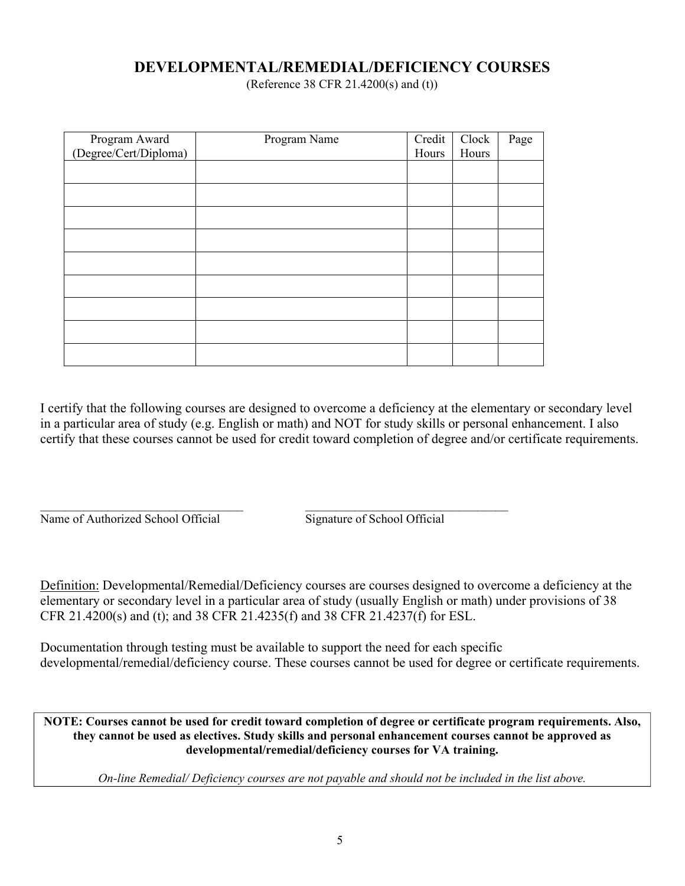# DEVELOPMENTAL/REMEDIAL/DEFICIENCY COURSES

(Reference 38 CFR 21.4200(s) and (t))

| Program Award (Degree/Cert/Diploma) | Program Name | Credit Hours | Clock Hours | Page |
|---|---|---|---|---|
| | | | | |
| | | | | |
| | | | | |
| | | | | |
| | | | | |
| | | | | |
| | | | | |
| | | | | |
| | | | | |

I certify that the following courses are designed to overcome a deficiency at the elementary or secondary level in a particular area of study (e.g. English or math) and NOT for study skills or personal enhancement. I also certify that these courses cannot be used for credit toward completion of degree and/or certificate requirements.

___________________________________ ___________________________________

Name of Authorized School Official Signature of School Official

Definition: Developmental/Remedial/Deficiency courses are courses designed to overcome a deficiency at the elementary or secondary level in a particular area of study (usually English or math) under provisions of 38 CFR 21.4200(s) and (t); and 38 CFR 21.4235(f) and 38 CFR 21.4237(f) for ESL.

Documentation through testing must be available to support the need for each specific developmental/remedial/deficiency course. These courses cannot be used for degree or certificate requirements.

**NOTE: Courses cannot be used for credit toward completion of degree or certificate program requirements. Also, they cannot be used as electives. Study skills and personal enhancement courses cannot be approved as developmental/remedial/deficiency courses for VA training.**

*On-line Remedial/ Deficiency courses are not payable and should not be included in the list above.*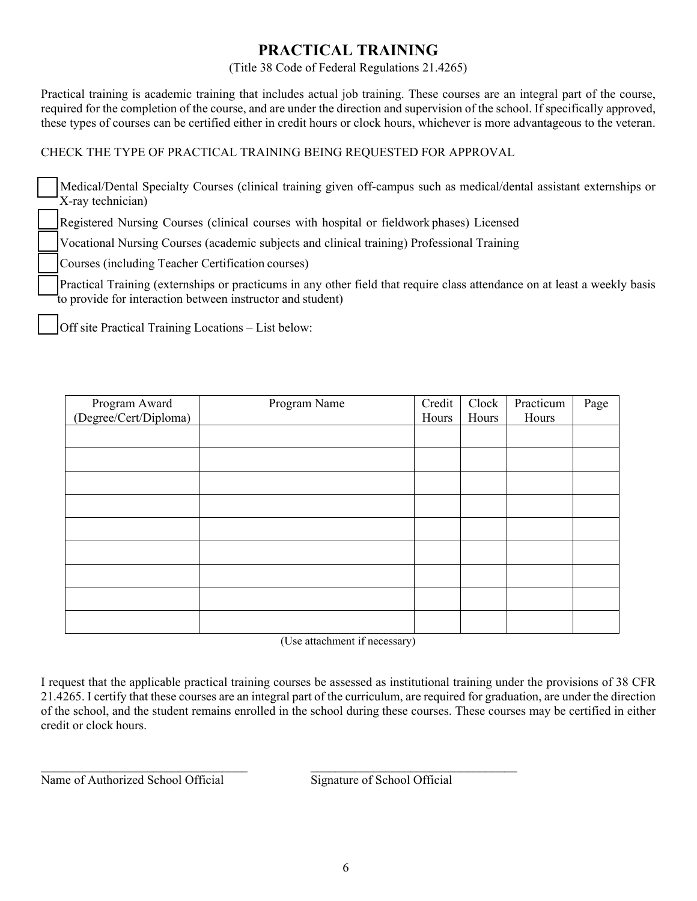# PRACTICAL TRAINING

(Title 38 Code of Federal Regulations 21.4265)

Practical training is academic training that includes actual job training. These courses are an integral part of the course, required for the completion of the course, and are under the direction and supervision of the school. If specifically approved, these types of courses can be certified either in credit hours or clock hours, whichever is more advantageous to the veteran.

CHECK THE TYPE OF PRACTICAL TRAINING BEING REQUESTED FOR APPROVAL

- ☐ Medical/Dental Specialty Courses (clinical training given off-campus such as medical/dental assistant externships or X-ray technician)
- ☐ Registered Nursing Courses (clinical courses with hospital or fieldwork phases) Licensed
- ☐ Vocational Nursing Courses (academic subjects and clinical training) Professional Training
- ☐ Courses (including Teacher Certification courses)
- ☐ Practical Training (externships or practicums in any other field that require class attendance on at least a weekly basis to provide for interaction between instructor and student)
- ☐ Off site Practical Training Locations – List below:

| Program Award (Degree/Cert/Diploma) | Program Name | Credit Hours | Clock Hours | Practicum Hours | Page |
|---|---|---|---|---|---|
| | | | | | |
| | | | | | |
| | | | | | |
| | | | | | |
| | | | | | |
| | | | | | |
| | | | | | |
| | | | | | |
| | | | | | |

(Use attachment if necessary)

I request that the applicable practical training courses be assessed as institutional training under the provisions of 38 CFR 21.4265. I certify that these courses are an integral part of the curriculum, are required for graduation, are under the direction of the school, and the student remains enrolled in the school during these courses. These courses may be certified in either credit or clock hours.

\_\_\_\_\_\_\_\_\_\_\_\_\_\_\_\_\_\_\_\_\_\_\_\_\_\_\_\_\_\_\_\_\_\_\_ \_\_\_\_\_\_\_\_\_\_\_\_\_\_\_\_\_\_\_\_\_\_\_\_\_\_\_\_\_\_\_\_\_\_\_

Name of Authorized School Official Signature of School Official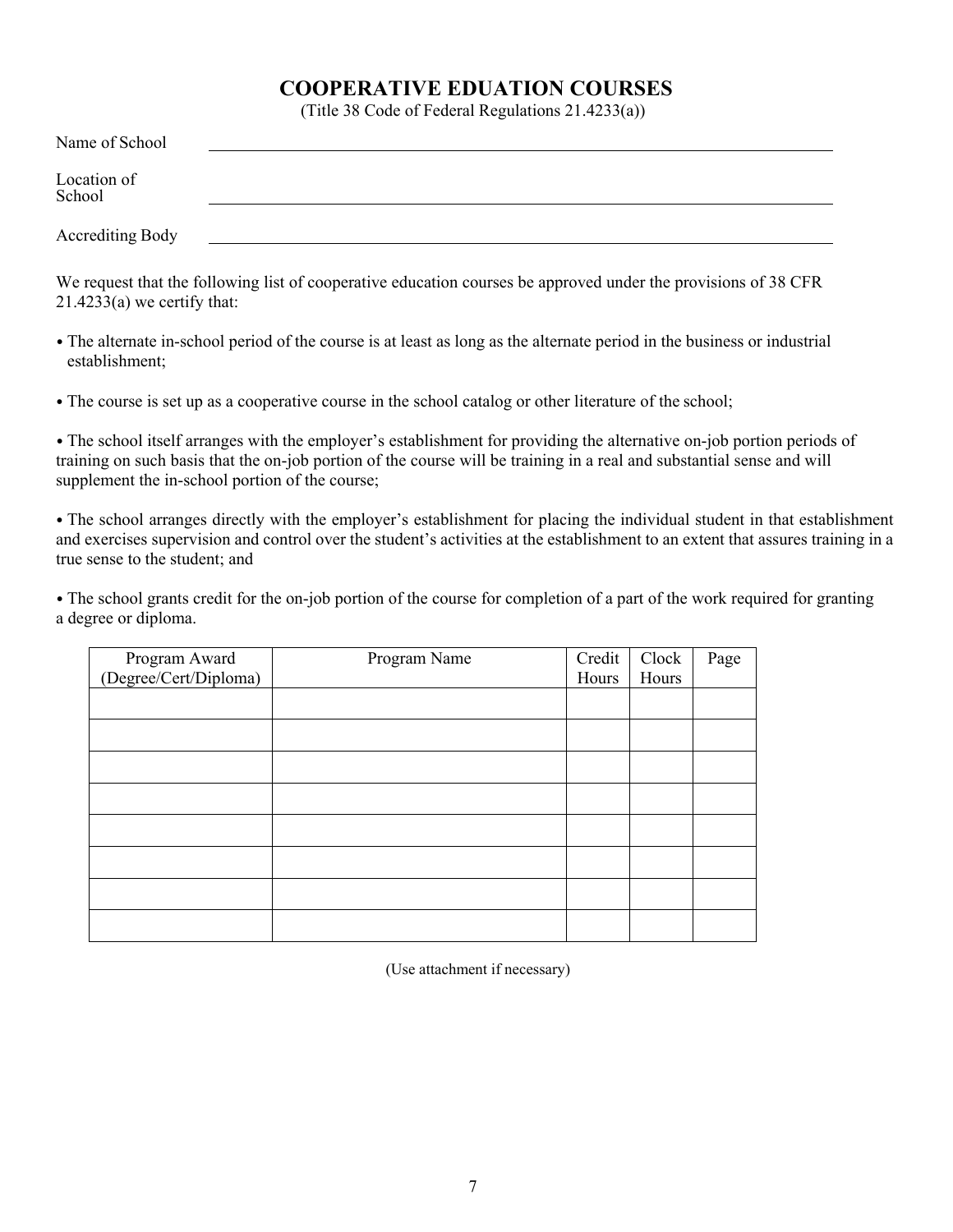# COOPERATIVE EDUATION COURSES

(Title 38 Code of Federal Regulations 21.4233(a))

Name of School \_\_\_\_\_\_\_\_\_\_\_\_\_\_\_\_\_\_\_\_\_\_\_\_\_\_\_\_\_\_\_\_\_\_\_\_\_\_\_\_

Location of School \_\_\_\_\_\_\_\_\_\_\_\_\_\_\_\_\_\_\_\_\_\_\_\_\_\_\_\_\_\_\_\_\_\_\_\_\_\_\_\_

Accrediting Body \_\_\_\_\_\_\_\_\_\_\_\_\_\_\_\_\_\_\_\_\_\_\_\_\_\_\_\_\_\_\_\_\_\_\_\_\_\_\_\_

We request that the following list of cooperative education courses be approved under the provisions of 38 CFR 21.4233(a) we certify that:

- The alternate in-school period of the course is at least as long as the alternate period in the business or industrial establishment;
- The course is set up as a cooperative course in the school catalog or other literature of the school;
- The school itself arranges with the employer's establishment for providing the alternative on-job portion periods of training on such basis that the on-job portion of the course will be training in a real and substantial sense and will supplement the in-school portion of the course;
- The school arranges directly with the employer's establishment for placing the individual student in that establishment and exercises supervision and control over the student's activities at the establishment to an extent that assures training in a true sense to the student; and
- The school grants credit for the on-job portion of the course for completion of a part of the work required for granting a degree or diploma.

| Program Award (Degree/Cert/Diploma) | Program Name | Credit Hours | Clock Hours | Page |
|---|---|---|---|---|
| | | | | |
| | | | | |
| | | | | |
| | | | | |
| | | | | |
| | | | | |
| | | | | |
| | | | | |

(Use attachment if necessary)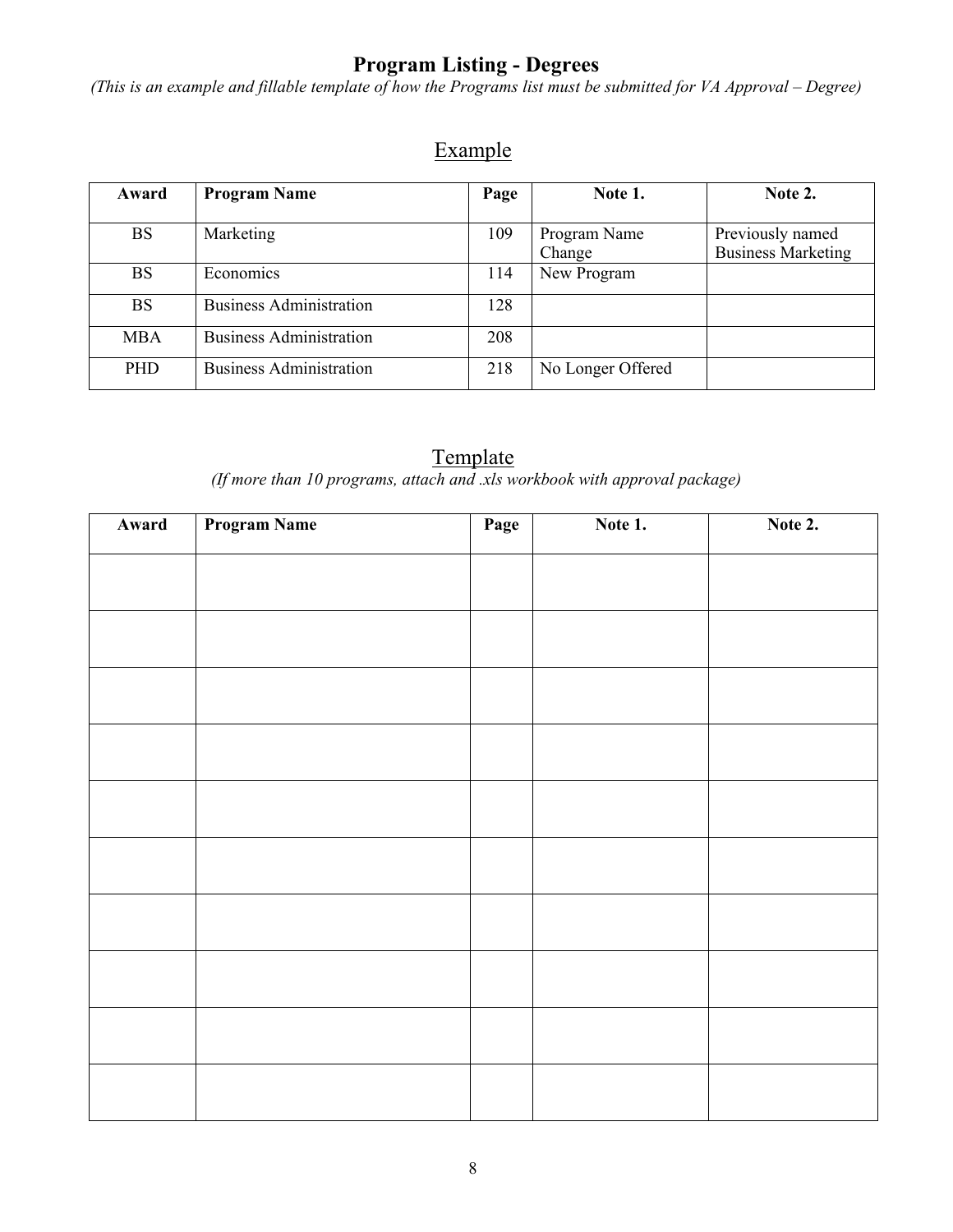# Program Listing - Degrees

*(This is an example and fillable template of how the Programs list must be submitted for VA Approval – Degree)*

## Example

| Award | Program Name | Page | Note 1. | Note 2. |
|---|---|---|---|---|
| BS | Marketing | 109 | Program Name Change | Previously named Business Marketing |
| BS | Economics | 114 | New Program | |
| BS | Business Administration | 128 | | |
| MBA | Business Administration | 208 | | |
| PHD | Business Administration | 218 | No Longer Offered | |

## Template

*(If more than 10 programs, attach and .xls workbook with approval package)*

| Award | Program Name | Page | Note 1. | Note 2. |
|---|---|---|---|---|
| | | | | |
| | | | | |
| | | | | |
| | | | | |
| | | | | |
| | | | | |
| | | | | |
| | | | | |
| | | | | |
| | | | | |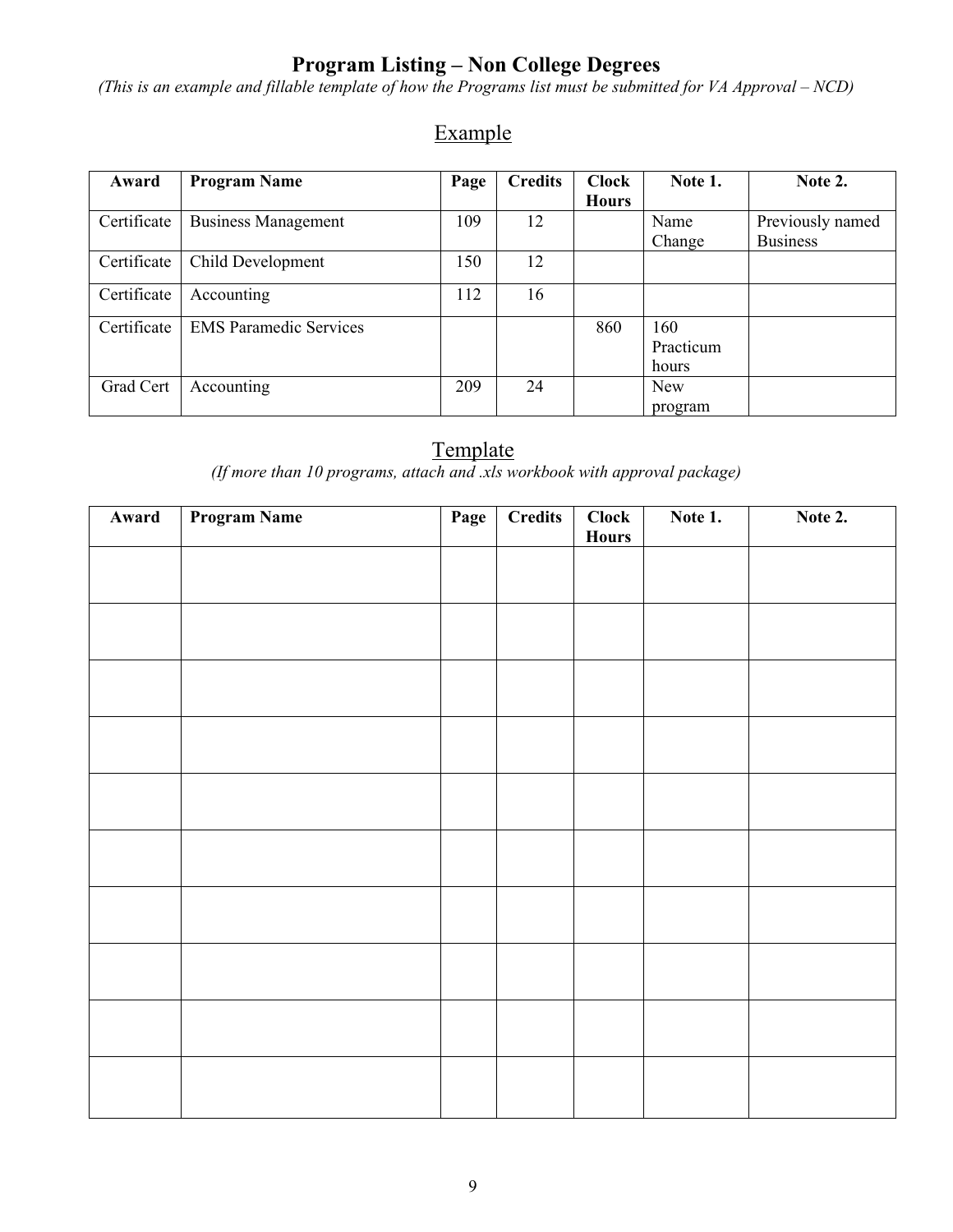# Program Listing – Non College Degrees

*(This is an example and fillable template of how the Programs list must be submitted for VA Approval – NCD)*

## Example

| Award | Program Name | Page | Credits | Clock Hours | Note 1. | Note 2. |
|---|---|---|---|---|---|---|
| Certificate | Business Management | 109 | 12 | | Name Change | Previously named Business |
| Certificate | Child Development | 150 | 12 | | | |
| Certificate | Accounting | 112 | 16 | | | |
| Certificate | EMS Paramedic Services | | | 860 | 160 Practicum hours | |
| Grad Cert | Accounting | 209 | 24 | | New program | |

## Template

*(If more than 10 programs, attach and .xls workbook with approval package)*

| Award | Program Name | Page | Credits | Clock Hours | Note 1. | Note 2. |
|---|---|---|---|---|---|---|
| | | | | | | |
| | | | | | | |
| | | | | | | |
| | | | | | | |
| | | | | | | |
| | | | | | | |
| | | | | | | |
| | | | | | | |
| | | | | | | |
| | | | | | | |